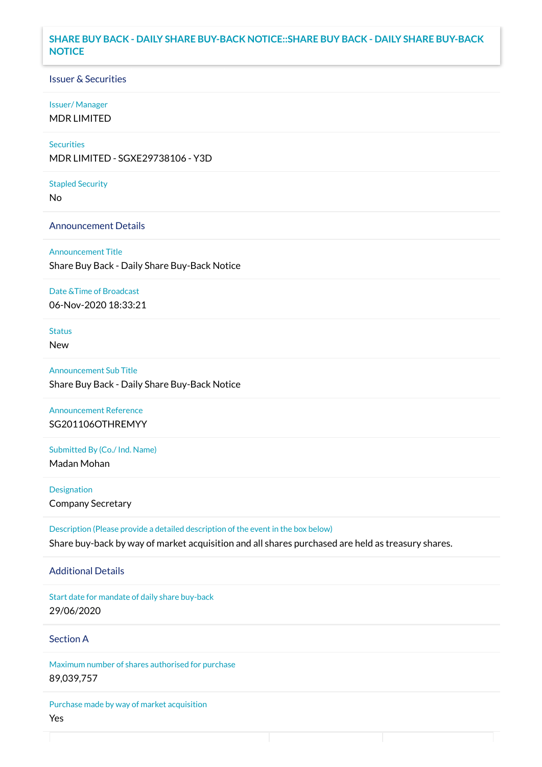# SHARE BUY BACK - DAILY SHARE BUY-BACK NOTICE::SHARE BUY BACK - DAILY SHARE BUY-BACK NOTICE

## Issuer & Securities

**Issuer/ Manager**

MDR LIMITED

**Securities**

MDR LIMITED - SGXE29738106 - Y3D

**Stapled Security**

No

## Announcement Details

**Announcement Title**

Share Buy Back - Daily Share Buy-Back Notice

**Date &Time of Broadcast**

06-Nov-2020 18:33:21

**Status**

New

**Announcement Sub Title**

Share Buy Back - Daily Share Buy-Back Notice

**Announcement Reference**

SG201106OTHREMYY

**Submitted By (Co./ Ind. Name)**

Madan Mohan

**Designation**

Company Secretary

**Description (Please provide a detailed description of the event in the box below)**

Share buy-back by way of market acquisition and all shares purchased are held as treasury shares.

## Additional Details

**Start date for mandate of daily share buy-back**

29/06/2020

## Section A

**Maximum number of shares authorised for purchase**

89,039,757

**Purchase made by way of market acquisition**

Yes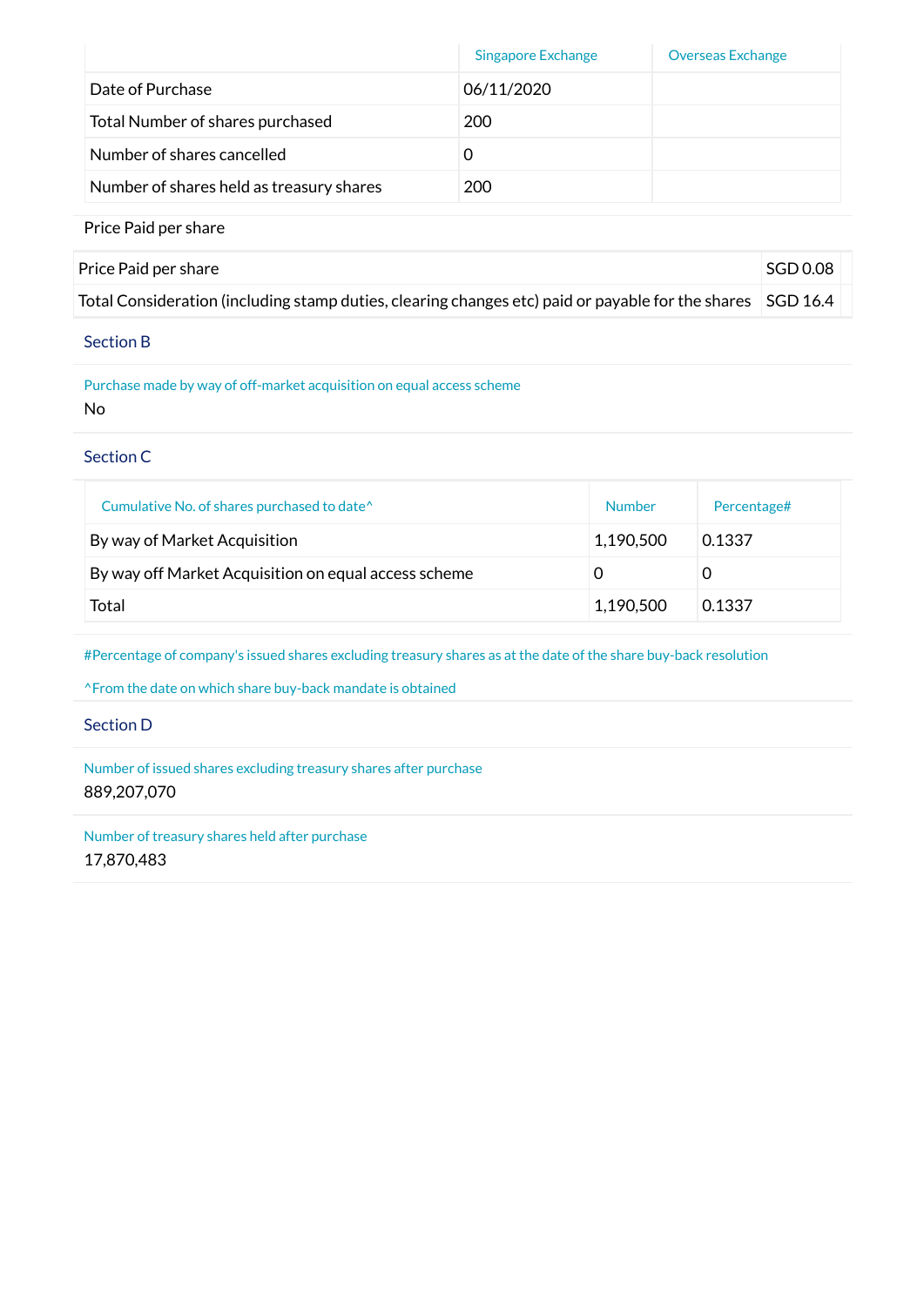| | Singapore Exchange | Overseas Exchange |
|---|---|---|
| Date of Purchase | 06/11/2020 | |
| Total Number of shares purchased | 200 | |
| Number of shares cancelled | 0 | |
| Number of shares held as treasury shares | 200 | |

Price Paid per share

| | |
|---|---|
| Price Paid per share | SGD 0.08 |
| Total Consideration (including stamp duties, clearing changes etc) paid or payable for the shares | SGD 16.4 |

## Section B

Purchase made by way of off-market acquisition on equal access scheme

No

## Section C

| Cumulative No. of shares purchased to date^ | Number | Percentage# |
|---|---|---|
| By way of Market Acquisition | 1,190,500 | 0.1337 |
| By way off Market Acquisition on equal access scheme | 0 | 0 |
| Total | 1,190,500 | 0.1337 |

#Percentage of company's issued shares excluding treasury shares as at the date of the share buy-back resolution

^From the date on which share buy-back mandate is obtained

## Section D

Number of issued shares excluding treasury shares after purchase

889,207,070

Number of treasury shares held after purchase

17,870,483